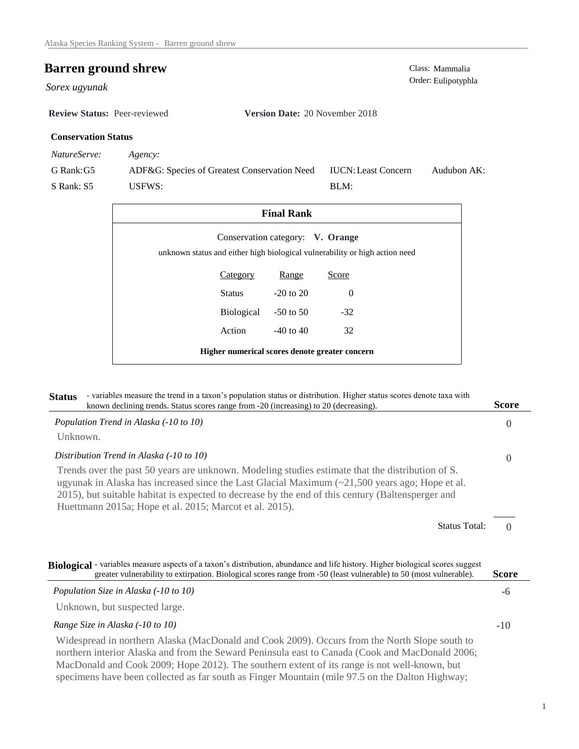# Barren ground shrew

*Sorex ugyunak*

Class: Mammalia
Order: Eulipotyphla

**Review Status:** Peer-reviewed **Version Date:** 20 November 2018

**Conservation Status**

| *NatureServe:* | *Agency:* | | |
|---|---|---|---|
| G Rank: G5 | ADF&G: Species of Greatest Conservation Need | IUCN: Least Concern | Audubon AK: |
| S Rank: S5 | USFWS: | BLM: | |

**Final Rank**

Conservation category: **V. Orange**

unknown status and either high biological vulnerability or high action need

| Category | Range | Score |
|---|---|---|
| Status | -20 to 20 | 0 |
| Biological | -50 to 50 | -32 |
| Action | -40 to 40 | 32 |

**Higher numerical scores denote greater concern**

## Status

- variables measure the trend in a taxon's population status or distribution. Higher status scores denote taxa with known declining trends. Status scores range from -20 (increasing) to 20 (decreasing).

| | **Score** |
|---|---|
| *Population Trend in Alaska (-10 to 10)* | 0 |

Unknown.

| | |
|---|---|
| *Distribution Trend in Alaska (-10 to 10)* | 0 |

Trends over the past 50 years are unknown. Modeling studies estimate that the distribution of S. ugyunak in Alaska has increased since the Last Glacial Maximum (~21,500 years ago; Hope et al. 2015), but suitable habitat is expected to decrease by the end of this century (Baltensperger and Huettmann 2015a; Hope et al. 2015; Marcot et al. 2015).

Status Total: 0

## Biological

- variables measure aspects of a taxon's distribution, abundance and life history. Higher biological scores suggest greater vulnerability to extirpation. Biological scores range from -50 (least vulnerable) to 50 (most vulnerable).

| | **Score** |
|---|---|
| *Population Size in Alaska (-10 to 10)* | -6 |

Unknown, but suspected large.

| | |
|---|---|
| *Range Size in Alaska (-10 to 10)* | -10 |

Widespread in northern Alaska (MacDonald and Cook 2009). Occurs from the North Slope south to northern interior Alaska and from the Seward Peninsula east to Canada (Cook and MacDonald 2006; MacDonald and Cook 2009; Hope 2012). The southern extent of its range is not well-known, but specimens have been collected as far south as Finger Mountain (mile 97.5 on the Dalton Highway;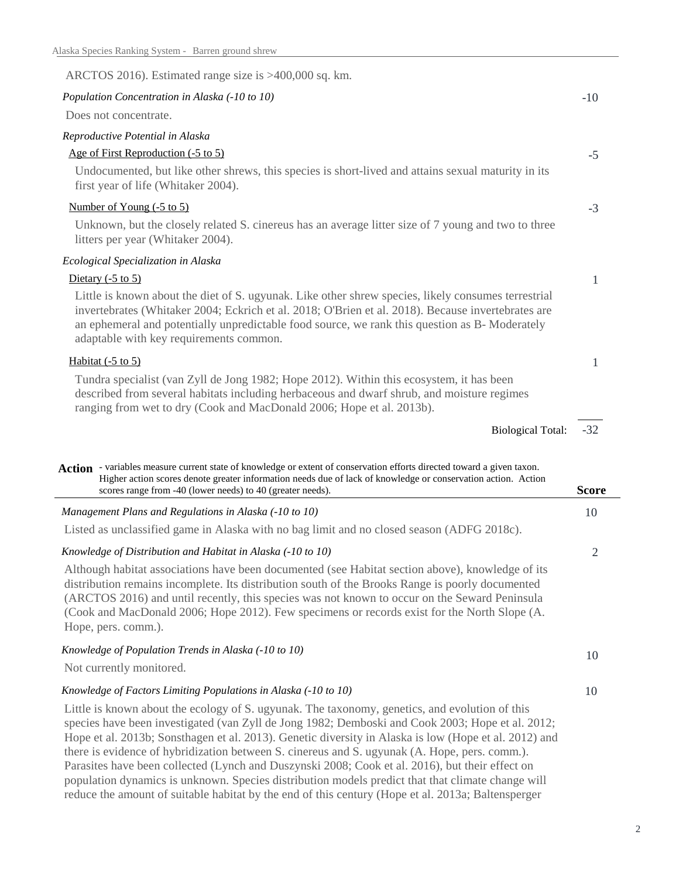ARCTOS 2016). Estimated range size is >400,000 sq. km.

*Population Concentration in Alaska (-10 to 10)* -10

Does not concentrate.

*Reproductive Potential in Alaska*

Age of First Reproduction (-5 to 5) -5

Undocumented, but like other shrews, this species is short-lived and attains sexual maturity in its first year of life (Whitaker 2004).

Number of Young (-5 to 5) -3

Unknown, but the closely related S. cinereus has an average litter size of 7 young and two to three litters per year (Whitaker 2004).

*Ecological Specialization in Alaska*

Dietary (-5 to 5) 1

Little is known about the diet of S. ugyunak. Like other shrew species, likely consumes terrestrial invertebrates (Whitaker 2004; Eckrich et al. 2018; O'Brien et al. 2018). Because invertebrates are an ephemeral and potentially unpredictable food source, we rank this question as B- Moderately adaptable with key requirements common.

Habitat (-5 to 5) 1

Tundra specialist (van Zyll de Jong 1982; Hope 2012). Within this ecosystem, it has been described from several habitats including herbaceous and dwarf shrub, and moisture regimes ranging from wet to dry (Cook and MacDonald 2006; Hope et al. 2013b).

Biological Total: -32

**Action** - variables measure current state of knowledge or extent of conservation efforts directed toward a given taxon. Higher action scores denote greater information needs due of lack of knowledge or conservation action. Action scores range from -40 (lower needs) to 40 (greater needs). **Score**

*Management Plans and Regulations in Alaska (-10 to 10)* 10

Listed as unclassified game in Alaska with no bag limit and no closed season (ADFG 2018c).

*Knowledge of Distribution and Habitat in Alaska (-10 to 10)* 2

Although habitat associations have been documented (see Habitat section above), knowledge of its distribution remains incomplete. Its distribution south of the Brooks Range is poorly documented (ARCTOS 2016) and until recently, this species was not known to occur on the Seward Peninsula (Cook and MacDonald 2006; Hope 2012). Few specimens or records exist for the North Slope (A. Hope, pers. comm.).

*Knowledge of Population Trends in Alaska (-10 to 10)* 10

Not currently monitored.

*Knowledge of Factors Limiting Populations in Alaska (-10 to 10)* 10

Little is known about the ecology of S. ugyunak. The taxonomy, genetics, and evolution of this species have been investigated (van Zyll de Jong 1982; Demboski and Cook 2003; Hope et al. 2012; Hope et al. 2013b; Sonsthagen et al. 2013). Genetic diversity in Alaska is low (Hope et al. 2012) and there is evidence of hybridization between S. cinereus and S. ugyunak (A. Hope, pers. comm.). Parasites have been collected (Lynch and Duszynski 2008; Cook et al. 2016), but their effect on population dynamics is unknown. Species distribution models predict that that climate change will reduce the amount of suitable habitat by the end of this century (Hope et al. 2013a; Baltensperger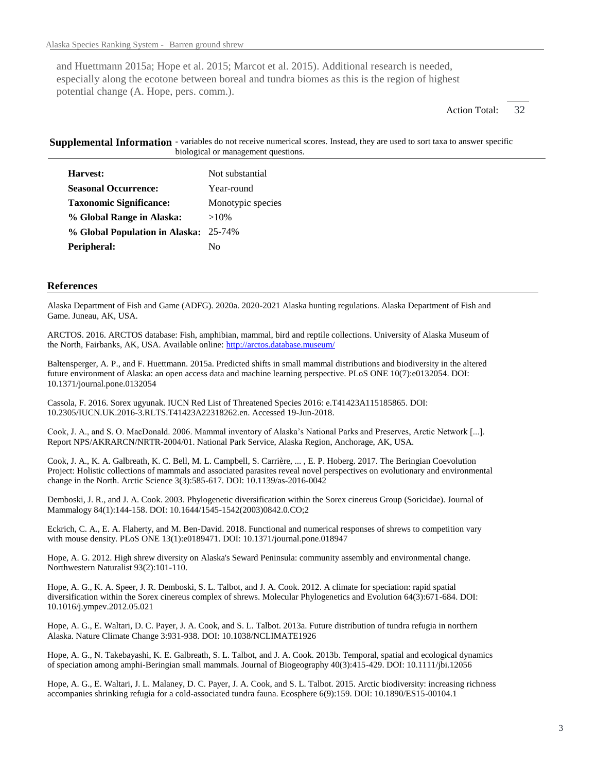and Huettmann 2015a; Hope et al. 2015; Marcot et al. 2015). Additional research is needed, especially along the ecotone between boreal and tundra biomes as this is the region of highest potential change (A. Hope, pers. comm.).

Action Total: 32

## Supplemental Information

- variables do not receive numerical scores. Instead, they are used to sort taxa to answer specific biological or management questions.

| | |
|---|---|
| **Harvest:** | Not substantial |
| **Seasonal Occurrence:** | Year-round |
| **Taxonomic Significance:** | Monotypic species |
| **% Global Range in Alaska:** | >10% |
| **% Global Population in Alaska:** | 25-74% |
| **Peripheral:** | No |

## References

Alaska Department of Fish and Game (ADFG). 2020a. 2020-2021 Alaska hunting regulations. Alaska Department of Fish and Game. Juneau, AK, USA.

ARCTOS. 2016. ARCTOS database: Fish, amphibian, mammal, bird and reptile collections. University of Alaska Museum of the North, Fairbanks, AK, USA. Available online: http://arctos.database.museum/

Baltensperger, A. P., and F. Huettmann. 2015a. Predicted shifts in small mammal distributions and biodiversity in the altered future environment of Alaska: an open access data and machine learning perspective. PLoS ONE 10(7):e0132054. DOI: 10.1371/journal.pone.0132054

Cassola, F. 2016. Sorex ugyunak. IUCN Red List of Threatened Species 2016: e.T41423A115185865. DOI: 10.2305/IUCN.UK.2016-3.RLTS.T41423A22318262.en. Accessed 19-Jun-2018.

Cook, J. A., and S. O. MacDonald. 2006. Mammal inventory of Alaska's National Parks and Preserves, Arctic Network [...]. Report NPS/AKRARCN/NRTR-2004/01. National Park Service, Alaska Region, Anchorage, AK, USA.

Cook, J. A., K. A. Galbreath, K. C. Bell, M. L. Campbell, S. Carrière, ... , E. P. Hoberg. 2017. The Beringian Coevolution Project: Holistic collections of mammals and associated parasites reveal novel perspectives on evolutionary and environmental change in the North. Arctic Science 3(3):585-617. DOI: 10.1139/as-2016-0042

Demboski, J. R., and J. A. Cook. 2003. Phylogenetic diversification within the Sorex cinereus Group (Soricidae). Journal of Mammalogy 84(1):144-158. DOI: 10.1644/1545-1542(2003)0842.0.CO;2

Eckrich, C. A., E. A. Flaherty, and M. Ben-David. 2018. Functional and numerical responses of shrews to competition vary with mouse density. PLoS ONE 13(1):e0189471. DOI: 10.1371/journal.pone.018947

Hope, A. G. 2012. High shrew diversity on Alaska's Seward Peninsula: community assembly and environmental change. Northwestern Naturalist 93(2):101-110.

Hope, A. G., K. A. Speer, J. R. Demboski, S. L. Talbot, and J. A. Cook. 2012. A climate for speciation: rapid spatial diversification within the Sorex cinereus complex of shrews. Molecular Phylogenetics and Evolution 64(3):671-684. DOI: 10.1016/j.ympev.2012.05.021

Hope, A. G., E. Waltari, D. C. Payer, J. A. Cook, and S. L. Talbot. 2013a. Future distribution of tundra refugia in northern Alaska. Nature Climate Change 3:931-938. DOI: 10.1038/NCLIMATE1926

Hope, A. G., N. Takebayashi, K. E. Galbreath, S. L. Talbot, and J. A. Cook. 2013b. Temporal, spatial and ecological dynamics of speciation among amphi-Beringian small mammals. Journal of Biogeography 40(3):415-429. DOI: 10.1111/jbi.12056

Hope, A. G., E. Waltari, J. L. Malaney, D. C. Payer, J. A. Cook, and S. L. Talbot. 2015. Arctic biodiversity: increasing richness accompanies shrinking refugia for a cold-associated tundra fauna. Ecosphere 6(9):159. DOI: 10.1890/ES15-00104.1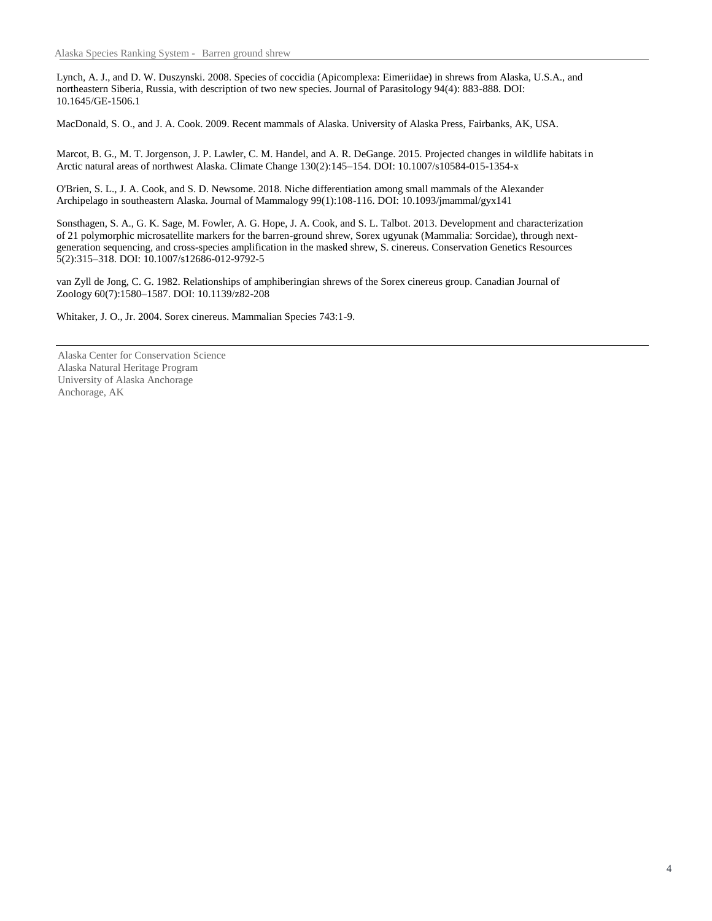Lynch, A. J., and D. W. Duszynski. 2008. Species of coccidia (Apicomplexa: Eimeriidae) in shrews from Alaska, U.S.A., and northeastern Siberia, Russia, with description of two new species. Journal of Parasitology 94(4): 883-888. DOI: 10.1645/GE-1506.1

MacDonald, S. O., and J. A. Cook. 2009. Recent mammals of Alaska. University of Alaska Press, Fairbanks, AK, USA.

Marcot, B. G., M. T. Jorgenson, J. P. Lawler, C. M. Handel, and A. R. DeGange. 2015. Projected changes in wildlife habitats in Arctic natural areas of northwest Alaska. Climate Change 130(2):145–154. DOI: 10.1007/s10584-015-1354-x

O'Brien, S. L., J. A. Cook, and S. D. Newsome. 2018. Niche differentiation among small mammals of the Alexander Archipelago in southeastern Alaska. Journal of Mammalogy 99(1):108-116. DOI: 10.1093/jmammal/gyx141

Sonsthagen, S. A., G. K. Sage, M. Fowler, A. G. Hope, J. A. Cook, and S. L. Talbot. 2013. Development and characterization of 21 polymorphic microsatellite markers for the barren-ground shrew, Sorex ugyunak (Mammalia: Sorcidae), through next-generation sequencing, and cross-species amplification in the masked shrew, S. cinereus. Conservation Genetics Resources 5(2):315–318. DOI: 10.1007/s12686-012-9792-5

van Zyll de Jong, C. G. 1982. Relationships of amphiberingian shrews of the Sorex cinereus group. Canadian Journal of Zoology 60(7):1580–1587. DOI: 10.1139/z82-208

Whitaker, J. O., Jr. 2004. Sorex cinereus. Mammalian Species 743:1-9.

---

Alaska Center for Conservation Science
Alaska Natural Heritage Program
University of Alaska Anchorage
Anchorage, AK